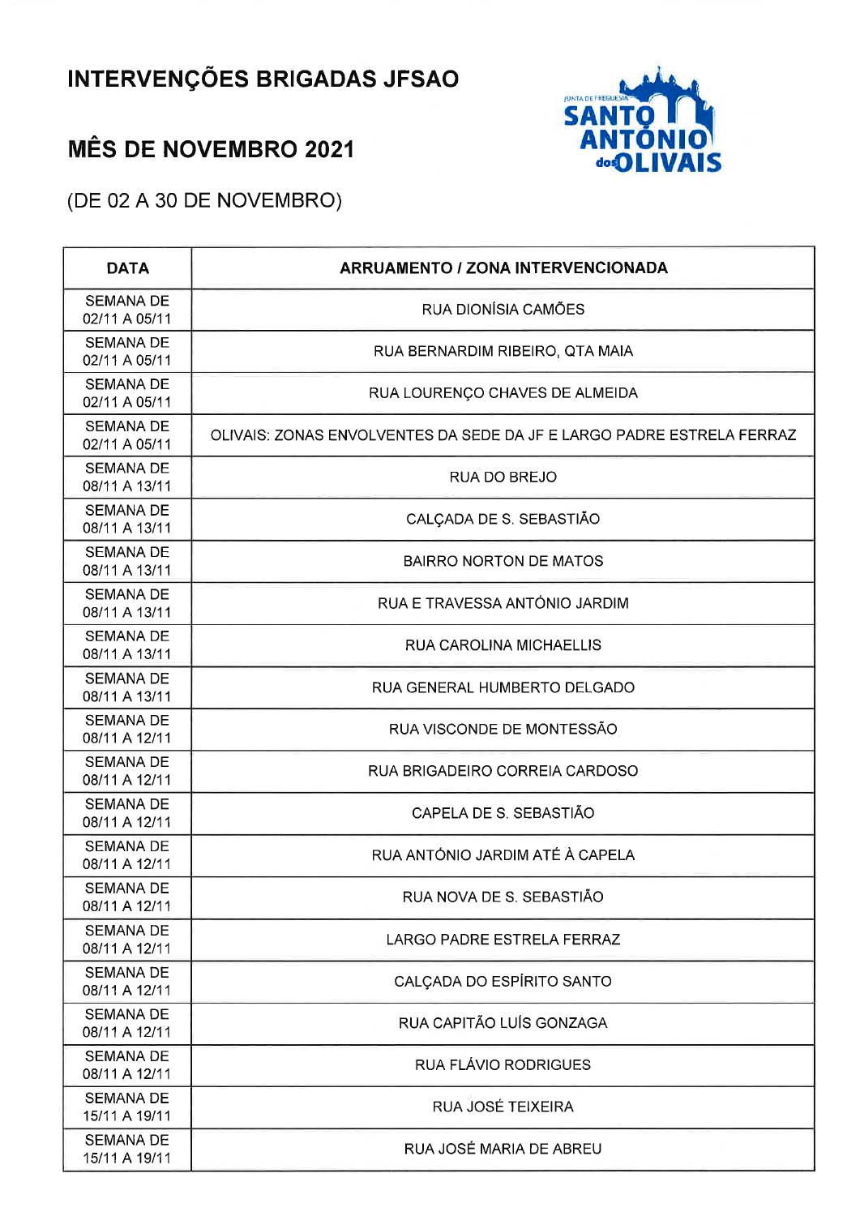# INTERVENÇÕES BRIGADAS JFSAO

## MÊS DE NOVEMBRO 2021

(DE 02 A 30 DE NOVEMBRO)

| DATA | ARRUAMENTO / ZONA INTERVENCIONADA |
|---|---|
| SEMANA DE 02/11 A 05/11 | RUA DIONÍSIA CAMÕES |
| SEMANA DE 02/11 A 05/11 | RUA BERNARDIM RIBEIRO, QTA MAIA |
| SEMANA DE 02/11 A 05/11 | RUA LOURENÇO CHAVES DE ALMEIDA |
| SEMANA DE 02/11 A 05/11 | OLIVAIS: ZONAS ENVOLVENTES DA SEDE DA JF E LARGO PADRE ESTRELA FERRAZ |
| SEMANA DE 08/11 A 13/11 | RUA DO BREJO |
| SEMANA DE 08/11 A 13/11 | CALÇADA DE S. SEBASTIÃO |
| SEMANA DE 08/11 A 13/11 | BAIRRO NORTON DE MATOS |
| SEMANA DE 08/11 A 13/11 | RUA E TRAVESSA ANTÓNIO JARDIM |
| SEMANA DE 08/11 A 13/11 | RUA CAROLINA MICHAELLIS |
| SEMANA DE 08/11 A 13/11 | RUA GENERAL HUMBERTO DELGADO |
| SEMANA DE 08/11 A 12/11 | RUA VISCONDE DE MONTESSÃO |
| SEMANA DE 08/11 A 12/11 | RUA BRIGADEIRO CORREIA CARDOSO |
| SEMANA DE 08/11 A 12/11 | CAPELA DE S. SEBASTIÃO |
| SEMANA DE 08/11 A 12/11 | RUA ANTÓNIO JARDIM ATÉ À CAPELA |
| SEMANA DE 08/11 A 12/11 | RUA NOVA DE S. SEBASTIÃO |
| SEMANA DE 08/11 A 12/11 | LARGO PADRE ESTRELA FERRAZ |
| SEMANA DE 08/11 A 12/11 | CALÇADA DO ESPÍRITO SANTO |
| SEMANA DE 08/11 A 12/11 | RUA CAPITÃO LUÍS GONZAGA |
| SEMANA DE 08/11 A 12/11 | RUA FLÁVIO RODRIGUES |
| SEMANA DE 15/11 A 19/11 | RUA JOSÉ TEIXEIRA |
| SEMANA DE 15/11 A 19/11 | RUA JOSÉ MARIA DE ABREU |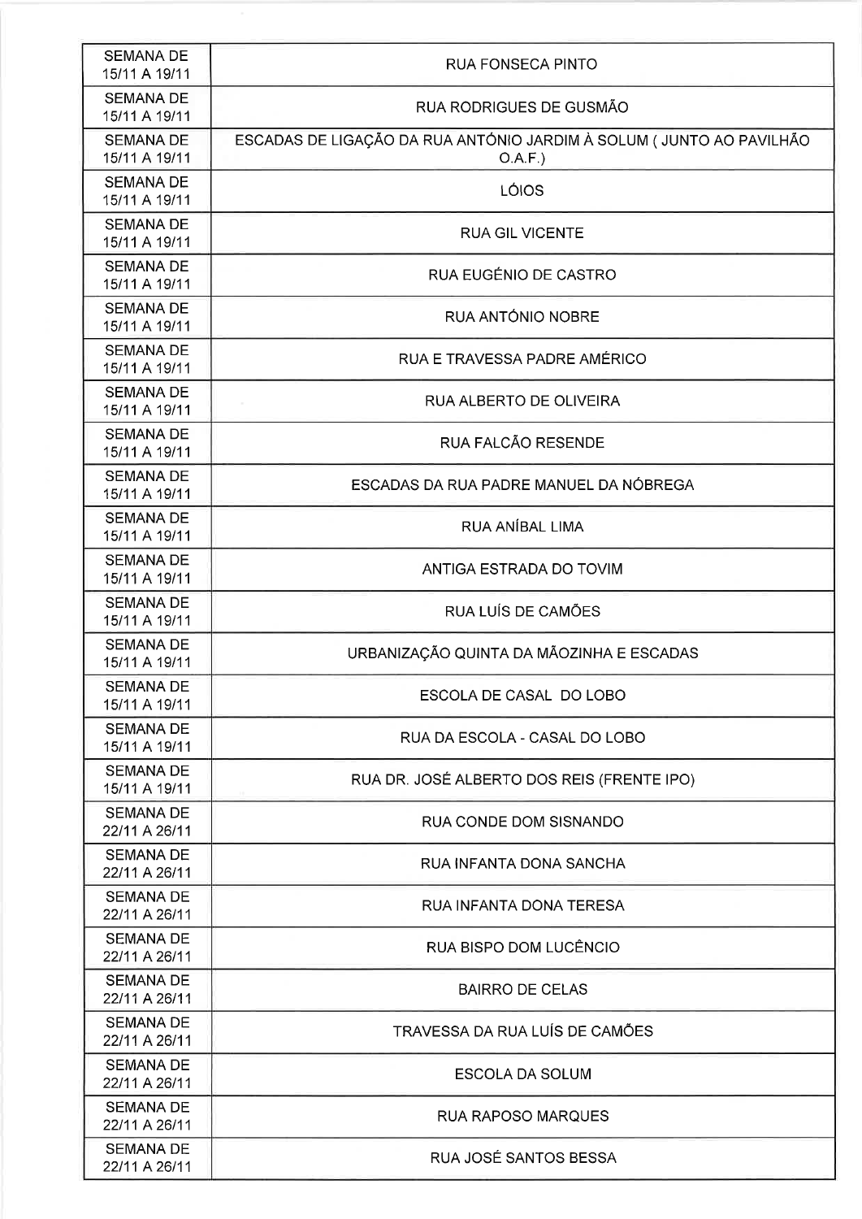| | |
|---|---|
| SEMANA DE 15/11 A 19/11 | RUA FONSECA PINTO |
| SEMANA DE 15/11 A 19/11 | RUA RODRIGUES DE GUSMÃO |
| SEMANA DE 15/11 A 19/11 | ESCADAS DE LIGAÇÃO DA RUA ANTÓNIO JARDIM À SOLUM ( JUNTO AO PAVILHÃO O.A.F.) |
| SEMANA DE 15/11 A 19/11 | LÓIOS |
| SEMANA DE 15/11 A 19/11 | RUA GIL VICENTE |
| SEMANA DE 15/11 A 19/11 | RUA EUGÉNIO DE CASTRO |
| SEMANA DE 15/11 A 19/11 | RUA ANTÓNIO NOBRE |
| SEMANA DE 15/11 A 19/11 | RUA E TRAVESSA PADRE AMÉRICO |
| SEMANA DE 15/11 A 19/11 | RUA ALBERTO DE OLIVEIRA |
| SEMANA DE 15/11 A 19/11 | RUA FALCÃO RESENDE |
| SEMANA DE 15/11 A 19/11 | ESCADAS DA RUA PADRE MANUEL DA NÓBREGA |
| SEMANA DE 15/11 A 19/11 | RUA ANÍBAL LIMA |
| SEMANA DE 15/11 A 19/11 | ANTIGA ESTRADA DO TOVIM |
| SEMANA DE 15/11 A 19/11 | RUA LUÍS DE CAMÕES |
| SEMANA DE 15/11 A 19/11 | URBANIZAÇÃO QUINTA DA MÃOZINHA E ESCADAS |
| SEMANA DE 15/11 A 19/11 | ESCOLA DE CASAL DO LOBO |
| SEMANA DE 15/11 A 19/11 | RUA DA ESCOLA - CASAL DO LOBO |
| SEMANA DE 15/11 A 19/11 | RUA DR. JOSÉ ALBERTO DOS REIS (FRENTE IPO) |
| SEMANA DE 22/11 A 26/11 | RUA CONDE DOM SISNANDO |
| SEMANA DE 22/11 A 26/11 | RUA INFANTA DONA SANCHA |
| SEMANA DE 22/11 A 26/11 | RUA INFANTA DONA TERESA |
| SEMANA DE 22/11 A 26/11 | RUA BISPO DOM LUCÊNCIO |
| SEMANA DE 22/11 A 26/11 | BAIRRO DE CELAS |
| SEMANA DE 22/11 A 26/11 | TRAVESSA DA RUA LUÍS DE CAMÕES |
| SEMANA DE 22/11 A 26/11 | ESCOLA DA SOLUM |
| SEMANA DE 22/11 A 26/11 | RUA RAPOSO MARQUES |
| SEMANA DE 22/11 A 26/11 | RUA JOSÉ SANTOS BESSA |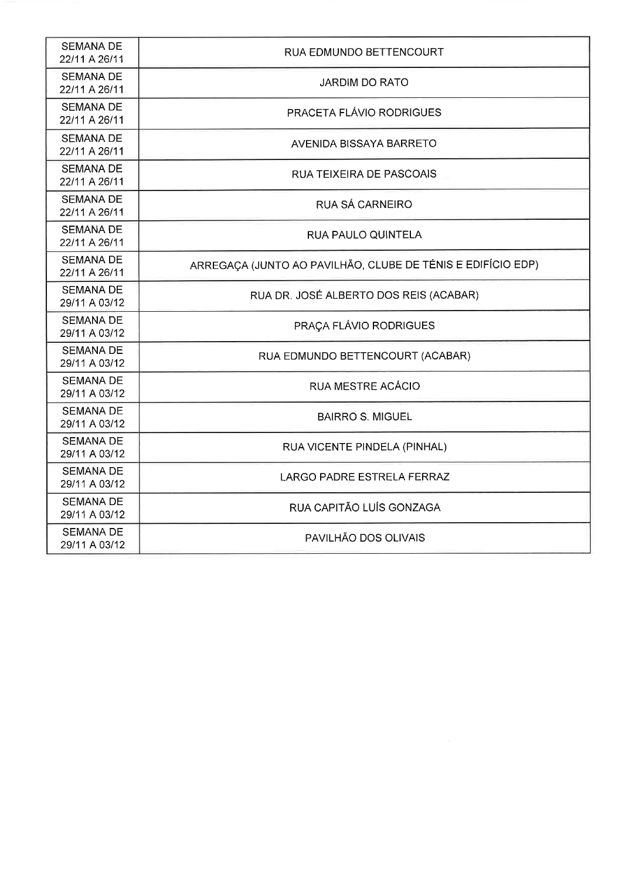| | |
|---|---|
| SEMANA DE 22/11 A 26/11 | RUA EDMUNDO BETTENCOURT |
| SEMANA DE 22/11 A 26/11 | JARDIM DO RATO |
| SEMANA DE 22/11 A 26/11 | PRACETA FLÁVIO RODRIGUES |
| SEMANA DE 22/11 A 26/11 | AVENIDA BISSAYA BARRETO |
| SEMANA DE 22/11 A 26/11 | RUA TEIXEIRA DE PASCOAIS |
| SEMANA DE 22/11 A 26/11 | RUA SÁ CARNEIRO |
| SEMANA DE 22/11 A 26/11 | RUA PAULO QUINTELA |
| SEMANA DE 22/11 A 26/11 | ARREGAÇA (JUNTO AO PAVILHÃO, CLUBE DE TÉNIS E EDIFÍCIO EDP) |
| SEMANA DE 29/11 A 03/12 | RUA DR. JOSÉ ALBERTO DOS REIS (ACABAR) |
| SEMANA DE 29/11 A 03/12 | PRAÇA FLÁVIO RODRIGUES |
| SEMANA DE 29/11 A 03/12 | RUA EDMUNDO BETTENCOURT (ACABAR) |
| SEMANA DE 29/11 A 03/12 | RUA MESTRE ACÁCIO |
| SEMANA DE 29/11 A 03/12 | BAIRRO S. MIGUEL |
| SEMANA DE 29/11 A 03/12 | RUA VICENTE PINDELA (PINHAL) |
| SEMANA DE 29/11 A 03/12 | LARGO PADRE ESTRELA FERRAZ |
| SEMANA DE 29/11 A 03/12 | RUA CAPITÃO LUÍS GONZAGA |
| SEMANA DE 29/11 A 03/12 | PAVILHÃO DOS OLIVAIS |